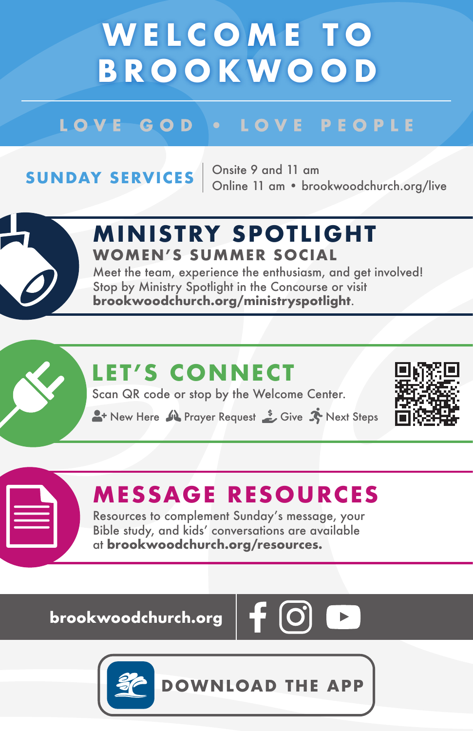# WELCOME TO BROOKWOOD

LOVE GOD • LOVE PEOPLE

**SUNDAY SERVICES**

Onsite 9 and 11 am
Online 11 am • brookwoodchurch.org/live

## MINISTRY SPOTLIGHT

### WOMEN'S SUMMER SOCIAL

Meet the team, experience the enthusiasm, and get involved! Stop by Ministry Spotlight in the Concourse or visit **brookwoodchurch.org/ministryspotlight**.

## LET'S CONNECT

Scan QR code or stop by the Welcome Center.

New Here · Prayer Request · Give · Next Steps

## MESSAGE RESOURCES

Resources to complement Sunday's message, your Bible study, and kids' conversations are available at **brookwoodchurch.org/resources.**

**brookwoodchurch.org**

**DOWNLOAD THE APP**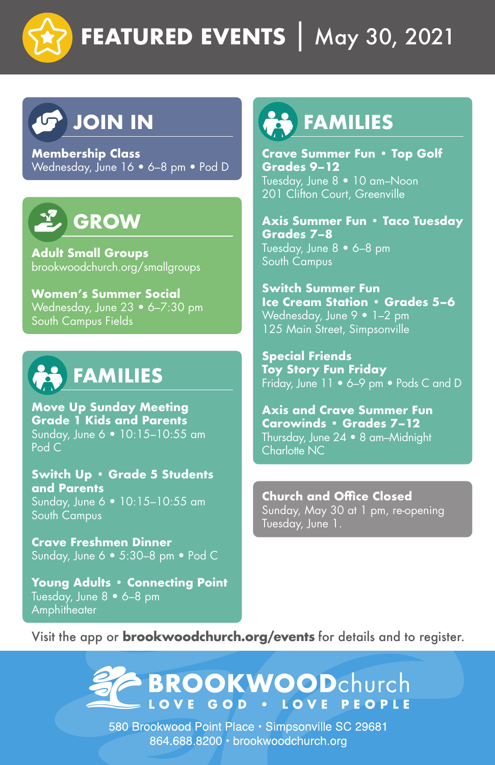# FEATURED EVENTS | May 30, 2021

## JOIN IN

**Membership Class**
Wednesday, June 16 • 6–8 pm • Pod D

## GROW

**Adult Small Groups**
brookwoodchurch.org/smallgroups

**Women's Summer Social**
Wednesday, June 23 • 6–7:30 pm
South Campus Fields

## FAMILIES

**Move Up Sunday Meeting**
**Grade 1 Kids and Parents**
Sunday, June 6 • 10:15–10:55 am
Pod C

**Switch Up • Grade 5 Students and Parents**
Sunday, June 6 • 10:15–10:55 am
South Campus

**Crave Freshmen Dinner**
Sunday, June 6 • 5:30–8 pm • Pod C

**Young Adults • Connecting Point**
Tuesday, June 8 • 6–8 pm
Amphitheater

## FAMILIES

**Crave Summer Fun • Top Golf**
**Grades 9–12**
Tuesday, June 8 • 10 am–Noon
201 Clifton Court, Greenville

**Axis Summer Fun • Taco Tuesday**
**Grades 7–8**
Tuesday, June 8 • 6–8 pm
South Campus

**Switch Summer Fun**
**Ice Cream Station • Grades 5–6**
Wednesday, June 9 • 1–2 pm
125 Main Street, Simpsonville

**Special Friends**
**Toy Story Fun Friday**
Friday, June 11 • 6–9 pm • Pods C and D

**Axis and Crave Summer Fun**
**Carowinds • Grades 7–12**
Thursday, June 24 • 8 am–Midnight
Charlotte NC

**Church and Office Closed**
Sunday, May 30 at 1 pm, re-opening Tuesday, June 1.

Visit the app or **brookwoodchurch.org/events** for details and to register.

**BROOKWOOD**church
LOVE GOD • LOVE PEOPLE

580 Brookwood Point Place • Simpsonville SC 29681
864.688.8200 • brookwoodchurch.org